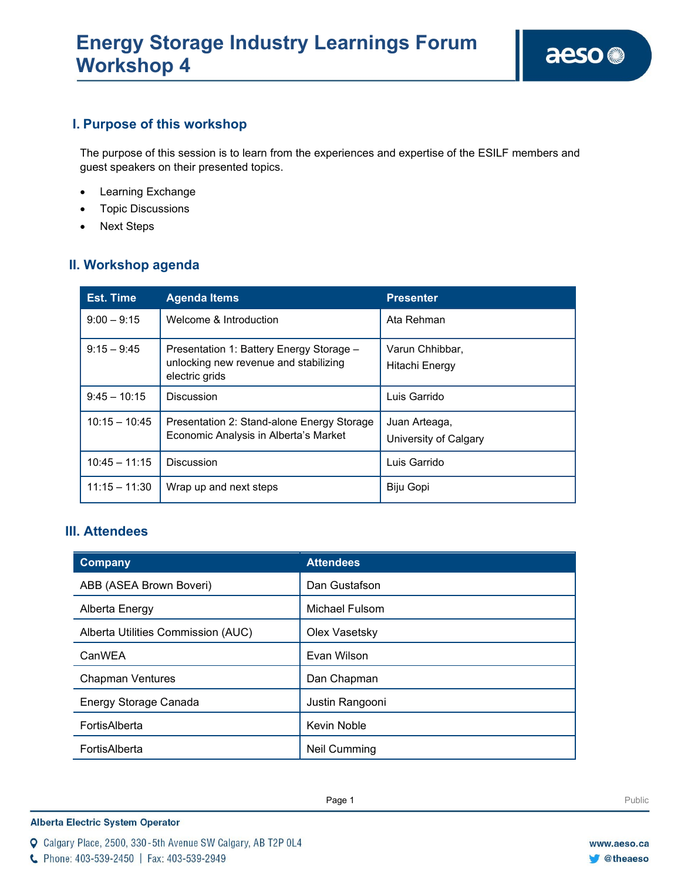# Energy Storage Industry Learnings Forum Workshop 4

## I. Purpose of this workshop

The purpose of this session is to learn from the experiences and expertise of the ESILF members and guest speakers on their presented topics.

- Learning Exchange
- Topic Discussions
- Next Steps

## II. Workshop agenda

| Est. Time | Agenda Items | Presenter |
|---|---|---|
| 9:00 – 9:15 | Welcome & Introduction | Ata Rehman |
| 9:15 – 9:45 | Presentation 1: Battery Energy Storage – unlocking new revenue and stabilizing electric grids | Varun Chhibbar, Hitachi Energy |
| 9:45 – 10:15 | Discussion | Luis Garrido |
| 10:15 – 10:45 | Presentation 2: Stand-alone Energy Storage Economic Analysis in Alberta's Market | Juan Arteaga, University of Calgary |
| 10:45 – 11:15 | Discussion | Luis Garrido |
| 11:15 – 11:30 | Wrap up and next steps | Biju Gopi |

## III. Attendees

| Company | Attendees |
|---|---|
| ABB (ASEA Brown Boveri) | Dan Gustafson |
| Alberta Energy | Michael Fulsom |
| Alberta Utilities Commission (AUC) | Olex Vasetsky |
| CanWEA | Evan Wilson |
| Chapman Ventures | Dan Chapman |
| Energy Storage Canada | Justin Rangooni |
| FortisAlberta | Kevin Noble |
| FortisAlberta | Neil Cumming |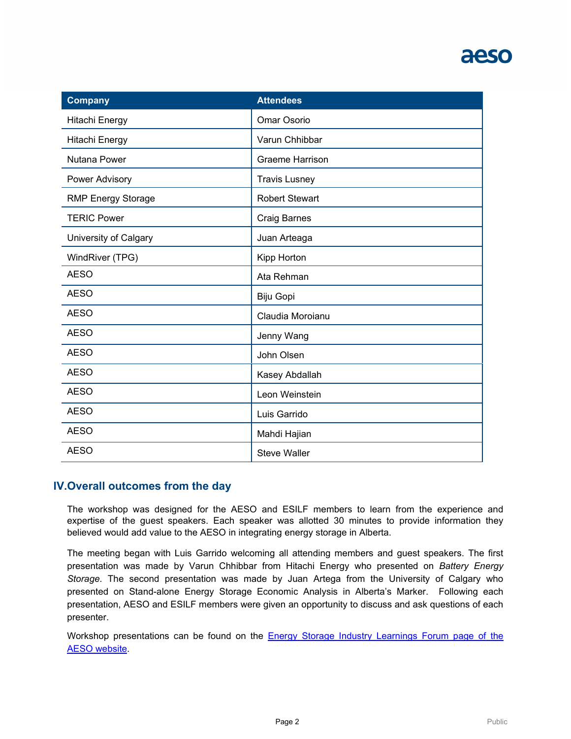| Company | Attendees |
| --- | --- |
| Hitachi Energy | Omar Osorio |
| Hitachi Energy | Varun Chhibbar |
| Nutana Power | Graeme Harrison |
| Power Advisory | Travis Lusney |
| RMP Energy Storage | Robert Stewart |
| TERIC Power | Craig Barnes |
| University of Calgary | Juan Arteaga |
| WindRiver (TPG) | Kipp Horton |
| AESO | Ata Rehman |
| AESO | Biju Gopi |
| AESO | Claudia Moroianu |
| AESO | Jenny Wang |
| AESO | John Olsen |
| AESO | Kasey Abdallah |
| AESO | Leon Weinstein |
| AESO | Luis Garrido |
| AESO | Mahdi Hajian |
| AESO | Steve Waller |

## IV.Overall outcomes from the day

The workshop was designed for the AESO and ESILF members to learn from the experience and expertise of the guest speakers. Each speaker was allotted 30 minutes to provide information they believed would add value to the AESO in integrating energy storage in Alberta.

The meeting began with Luis Garrido welcoming all attending members and guest speakers. The first presentation was made by Varun Chhibbar from Hitachi Energy who presented on *Battery Energy Storage*. The second presentation was made by Juan Artega from the University of Calgary who presented on Stand-alone Energy Storage Economic Analysis in Alberta's Marker. Following each presentation, AESO and ESILF members were given an opportunity to discuss and ask questions of each presenter.

Workshop presentations can be found on the Energy Storage Industry Learnings Forum page of the AESO website.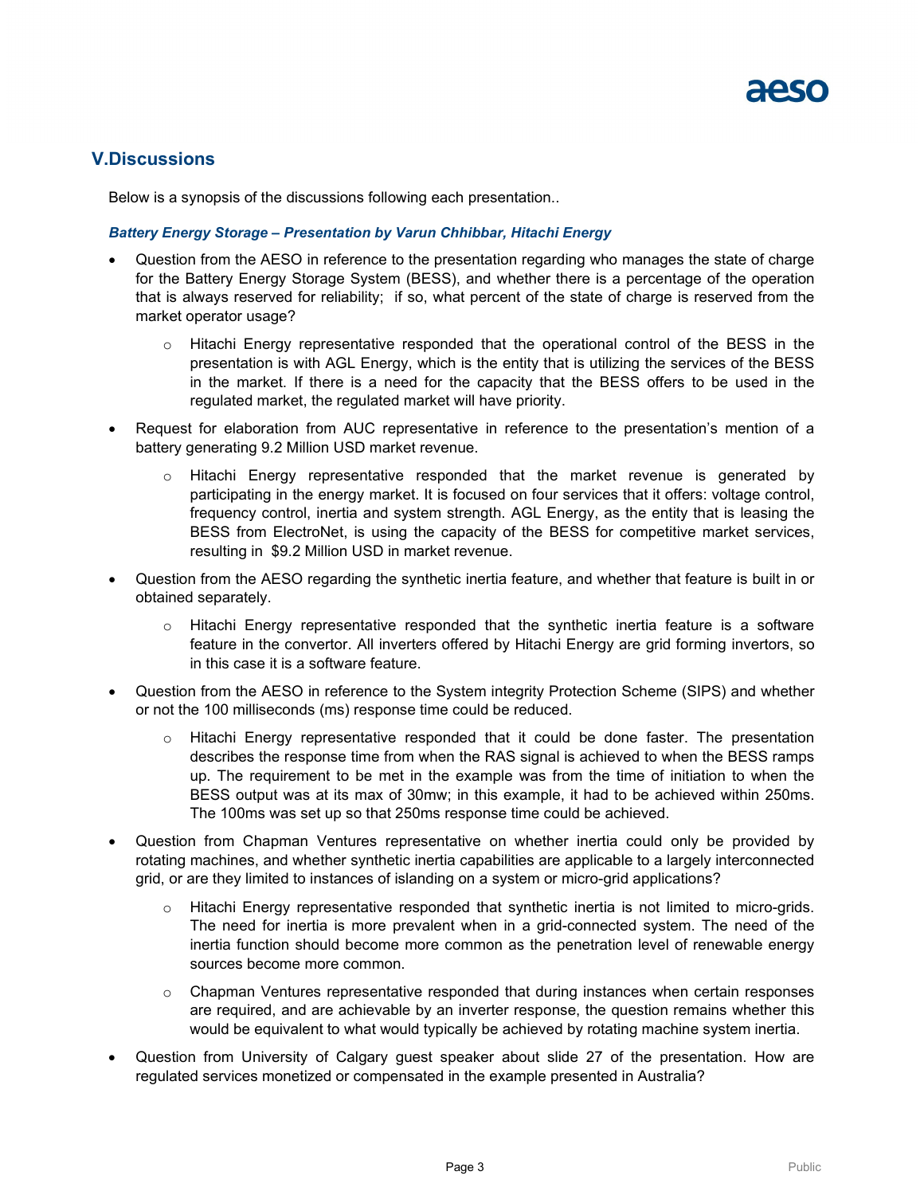## V.Discussions

Below is a synopsis of the discussions following each presentation..

***Battery Energy Storage – Presentation by Varun Chhibbar, Hitachi Energy***

- Question from the AESO in reference to the presentation regarding who manages the state of charge for the Battery Energy Storage System (BESS), and whether there is a percentage of the operation that is always reserved for reliability; if so, what percent of the state of charge is reserved from the market operator usage?
    - Hitachi Energy representative responded that the operational control of the BESS in the presentation is with AGL Energy, which is the entity that is utilizing the services of the BESS in the market. If there is a need for the capacity that the BESS offers to be used in the regulated market, the regulated market will have priority.
- Request for elaboration from AUC representative in reference to the presentation's mention of a battery generating 9.2 Million USD market revenue.
    - Hitachi Energy representative responded that the market revenue is generated by participating in the energy market. It is focused on four services that it offers: voltage control, frequency control, inertia and system strength. AGL Energy, as the entity that is leasing the BESS from ElectroNet, is using the capacity of the BESS for competitive market services, resulting in $9.2 Million USD in market revenue.
- Question from the AESO regarding the synthetic inertia feature, and whether that feature is built in or obtained separately.
    - Hitachi Energy representative responded that the synthetic inertia feature is a software feature in the convertor. All inverters offered by Hitachi Energy are grid forming invertors, so in this case it is a software feature.
- Question from the AESO in reference to the System integrity Protection Scheme (SIPS) and whether or not the 100 milliseconds (ms) response time could be reduced.
    - Hitachi Energy representative responded that it could be done faster. The presentation describes the response time from when the RAS signal is achieved to when the BESS ramps up. The requirement to be met in the example was from the time of initiation to when the BESS output was at its max of 30mw; in this example, it had to be achieved within 250ms. The 100ms was set up so that 250ms response time could be achieved.
- Question from Chapman Ventures representative on whether inertia could only be provided by rotating machines, and whether synthetic inertia capabilities are applicable to a largely interconnected grid, or are they limited to instances of islanding on a system or micro-grid applications?
    - Hitachi Energy representative responded that synthetic inertia is not limited to micro-grids. The need for inertia is more prevalent when in a grid-connected system. The need of the inertia function should become more common as the penetration level of renewable energy sources become more common.
    - Chapman Ventures representative responded that during instances when certain responses are required, and are achievable by an inverter response, the question remains whether this would be equivalent to what would typically be achieved by rotating machine system inertia.
- Question from University of Calgary guest speaker about slide 27 of the presentation. How are regulated services monetized or compensated in the example presented in Australia?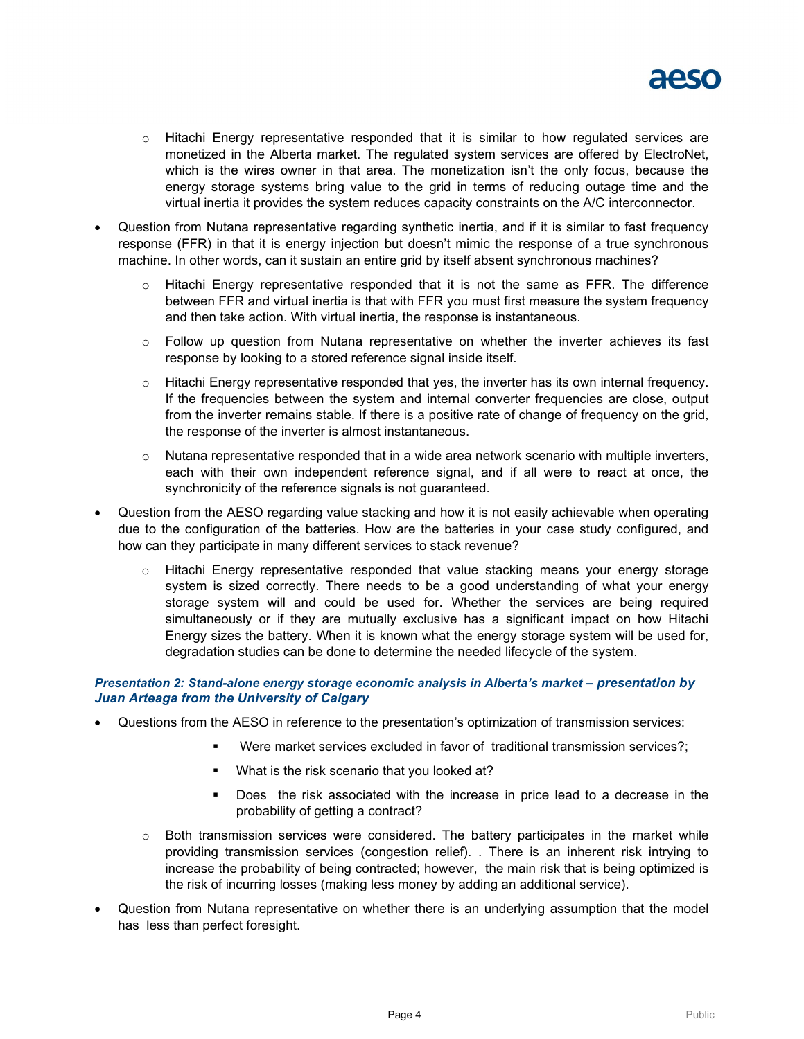- Hitachi Energy representative responded that it is similar to how regulated services are monetized in the Alberta market. The regulated system services are offered by ElectroNet, which is the wires owner in that area. The monetization isn't the only focus, because the energy storage systems bring value to the grid in terms of reducing outage time and the virtual inertia it provides the system reduces capacity constraints on the A/C interconnector.

- Question from Nutana representative regarding synthetic inertia, and if it is similar to fast frequency response (FFR) in that it is energy injection but doesn't mimic the response of a true synchronous machine. In other words, can it sustain an entire grid by itself absent synchronous machines?
  - Hitachi Energy representative responded that it is not the same as FFR. The difference between FFR and virtual inertia is that with FFR you must first measure the system frequency and then take action. With virtual inertia, the response is instantaneous.
  - Follow up question from Nutana representative on whether the inverter achieves its fast response by looking to a stored reference signal inside itself.
  - Hitachi Energy representative responded that yes, the inverter has its own internal frequency. If the frequencies between the system and internal converter frequencies are close, output from the inverter remains stable. If there is a positive rate of change of frequency on the grid, the response of the inverter is almost instantaneous.
  - Nutana representative responded that in a wide area network scenario with multiple inverters, each with their own independent reference signal, and if all were to react at once, the synchronicity of the reference signals is not guaranteed.

- Question from the AESO regarding value stacking and how it is not easily achievable when operating due to the configuration of the batteries. How are the batteries in your case study configured, and how can they participate in many different services to stack revenue?
  - Hitachi Energy representative responded that value stacking means your energy storage system is sized correctly. There needs to be a good understanding of what your energy storage system will and could be used for. Whether the services are being required simultaneously or if they are mutually exclusive has a significant impact on how Hitachi Energy sizes the battery. When it is known what the energy storage system will be used for, degradation studies can be done to determine the needed lifecycle of the system.

***Presentation 2: Stand-alone energy storage economic analysis in Alberta's market – presentation by Juan Arteaga from the University of Calgary***

- Questions from the AESO in reference to the presentation's optimization of transmission services:
  - Were market services excluded in favor of traditional transmission services?;
  - What is the risk scenario that you looked at?
  - Does the risk associated with the increase in price lead to a decrease in the probability of getting a contract?
  - Both transmission services were considered. The battery participates in the market while providing transmission services (congestion relief). . There is an inherent risk intrying to increase the probability of being contracted; however, the main risk that is being optimized is the risk of incurring losses (making less money by adding an additional service).

- Question from Nutana representative on whether there is an underlying assumption that the model has less than perfect foresight.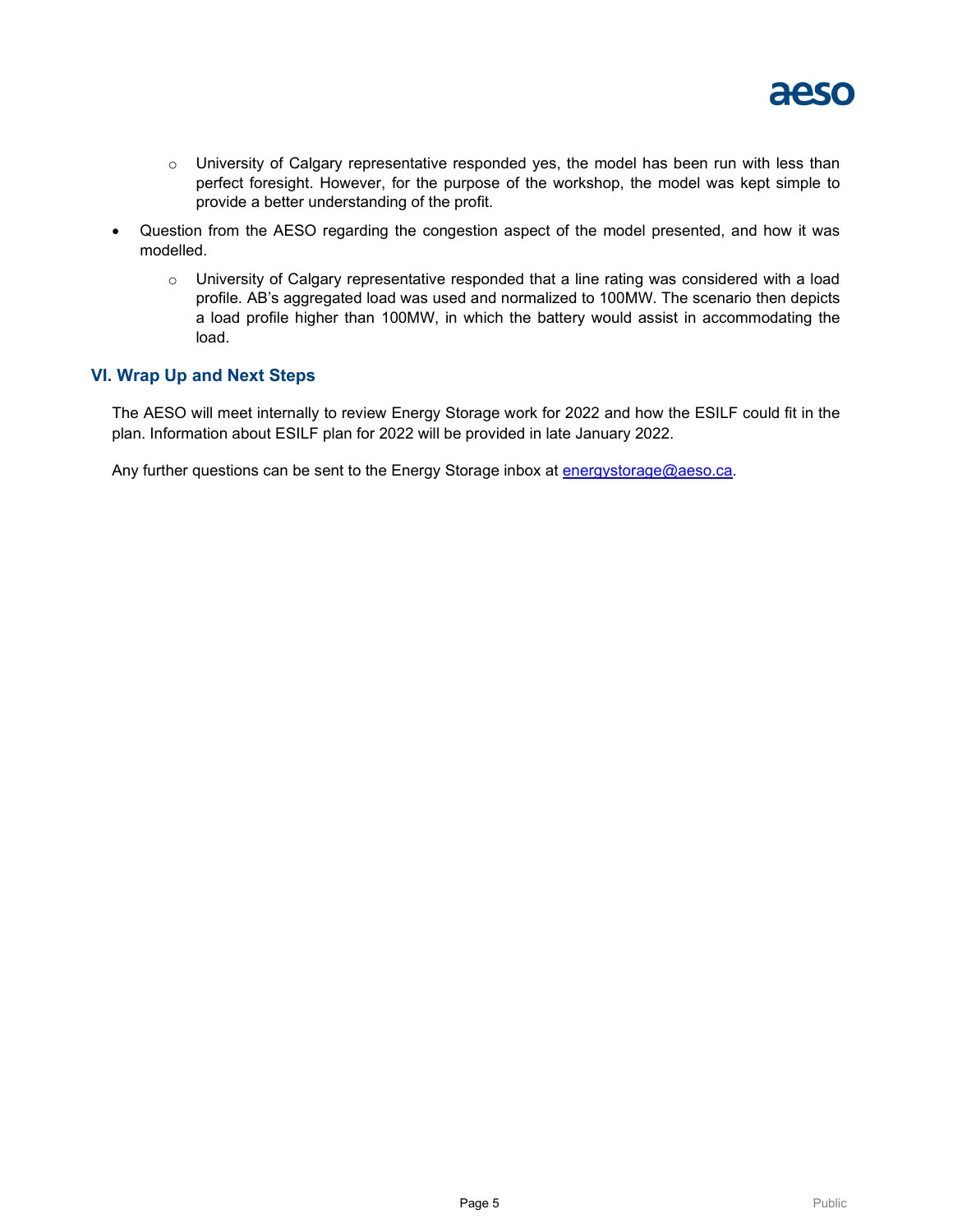- University of Calgary representative responded yes, the model has been run with less than perfect foresight. However, for the purpose of the workshop, the model was kept simple to provide a better understanding of the profit.
- Question from the AESO regarding the congestion aspect of the model presented, and how it was modelled.
  - University of Calgary representative responded that a line rating was considered with a load profile. AB's aggregated load was used and normalized to 100MW. The scenario then depicts a load profile higher than 100MW, in which the battery would assist in accommodating the load.

## VI. Wrap Up and Next Steps

The AESO will meet internally to review Energy Storage work for 2022 and how the ESILF could fit in the plan. Information about ESILF plan for 2022 will be provided in late January 2022.

Any further questions can be sent to the Energy Storage inbox at [energystorage@aeso.ca](mailto:energystorage@aeso.ca).